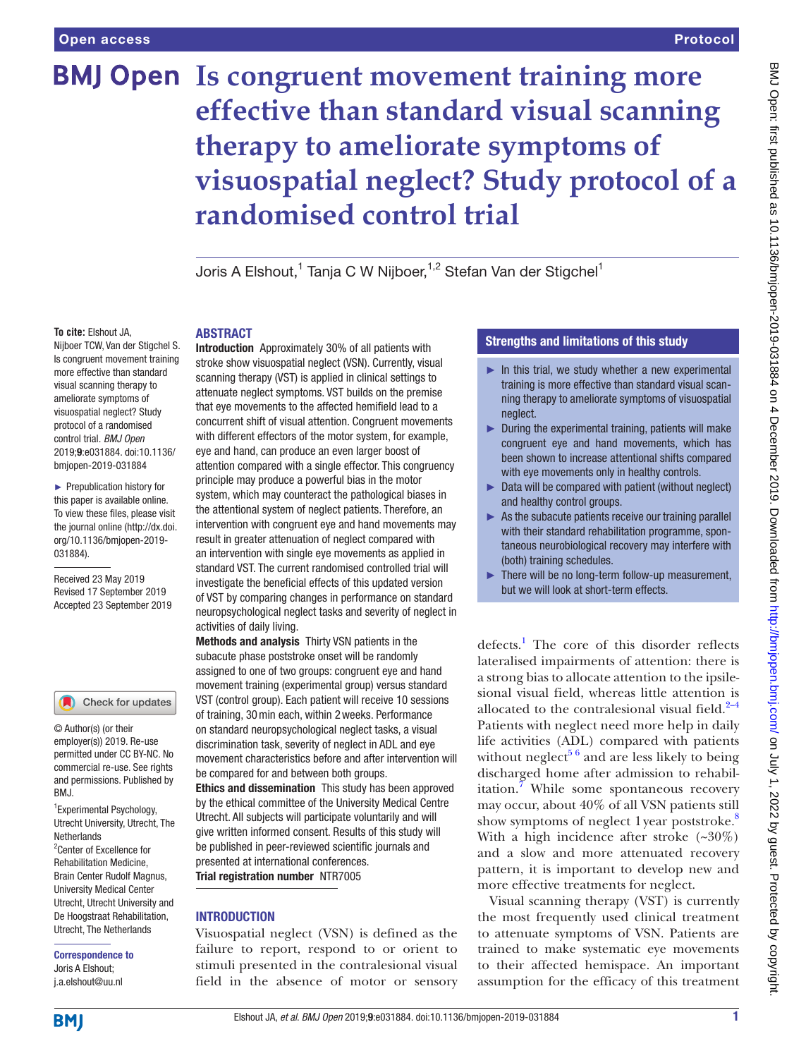# Is congruent movement training more effective than standard visual scanning therapy to ameliorate symptoms of visuospatial neglect? Study protocol of a randomised control trial

Joris A Elshout,[1] Tanja C W Nijboer,[1,2] Stefan Van der Stigchel[1]

**To cite:** Elshout JA, Nijboer TCW, Van der Stigchel S. Is congruent movement training more effective than standard visual scanning therapy to ameliorate symptoms of visuospatial neglect? Study protocol of a randomised control trial. *BMJ Open* 2019;**9**:e031884. doi:10.1136/bmjopen-2019-031884

► Prepublication history for this paper is available online. To view these files, please visit the journal online (http://dx.doi.org/10.1136/bmjopen-2019-031884).

Received 23 May 2019
Revised 17 September 2019
Accepted 23 September 2019

© Author(s) (or their employer(s)) 2019. Re-use permitted under CC BY-NC. No commercial re-use. See rights and permissions. Published by BMJ.

[1]Experimental Psychology, Utrecht University, Utrecht, The Netherlands
[2]Center of Excellence for Rehabilitation Medicine, Brain Center Rudolf Magnus, University Medical Center Utrecht, Utrecht University and De Hoogstraat Rehabilitation, Utrecht, The Netherlands

**Correspondence to**
Joris A Elshout;
j.a.elshout@uu.nl

## ABSTRACT

**Introduction** Approximately 30% of all patients with stroke show visuospatial neglect (VSN). Currently, visual scanning therapy (VST) is applied in clinical settings to attenuate neglect symptoms. VST builds on the premise that eye movements to the affected hemifield lead to a concurrent shift of visual attention. Congruent movements with different effectors of the motor system, for example, eye and hand, can produce an even larger boost of attention compared with a single effector. This congruency principle may produce a powerful bias in the motor system, which may counteract the pathological biases in the attentional system of neglect patients. Therefore, an intervention with congruent eye and hand movements may result in greater attenuation of neglect compared with an intervention with single eye movements as applied in standard VST. The current randomised controlled trial will investigate the beneficial effects of this updated version of VST by comparing changes in performance on standard neuropsychological neglect tasks and severity of neglect in activities of daily living.

**Methods and analysis** Thirty VSN patients in the subacute phase poststroke onset will be randomly assigned to one of two groups: congruent eye and hand movement training (experimental group) versus standard VST (control group). Each patient will receive 10 sessions of training, 30 min each, within 2 weeks. Performance on standard neuropsychological neglect tasks, a visual discrimination task, severity of neglect in ADL and eye movement characteristics before and after intervention will be compared for and between both groups.

**Ethics and dissemination** This study has been approved by the ethical committee of the University Medical Centre Utrecht. All subjects will participate voluntarily and will give written informed consent. Results of this study will be published in peer-reviewed scientific journals and presented at international conferences.

**Trial registration number** NTR7005

### Strengths and limitations of this study

- ► In this trial, we study whether a new experimental training is more effective than standard visual scanning therapy to ameliorate symptoms of visuospatial neglect.
- ► During the experimental training, patients will make congruent eye and hand movements, which has been shown to increase attentional shifts compared with eye movements only in healthy controls.
- ► Data will be compared with patient (without neglect) and healthy control groups.
- ► As the subacute patients receive our training parallel with their standard rehabilitation programme, spontaneous neurobiological recovery may interfere with (both) training schedules.
- ► There will be no long-term follow-up measurement, but we will look at short-term effects.

## INTRODUCTION

Visuospatial neglect (VSN) is defined as the failure to report, respond to or orient to stimuli presented in the contralesional visual field in the absence of motor or sensory defects.[1] The core of this disorder reflects lateralised impairments of attention: there is a strong bias to allocate attention to the ipsilesional visual field, whereas little attention is allocated to the contralesional visual field.[2–4] Patients with neglect need more help in daily life activities (ADL) compared with patients without neglect[5 6] and are less likely to being discharged home after admission to rehabilitation.[7] While some spontaneous recovery may occur, about 40% of all VSN patients still show symptoms of neglect 1 year poststroke.[8] With a high incidence after stroke (~30%) and a slow and more attenuated recovery pattern, it is important to develop new and more effective treatments for neglect.

Visual scanning therapy (VST) is currently the most frequently used clinical treatment to attenuate symptoms of VSN. Patients are trained to make systematic eye movements to their affected hemispace. An important assumption for the efficacy of this treatment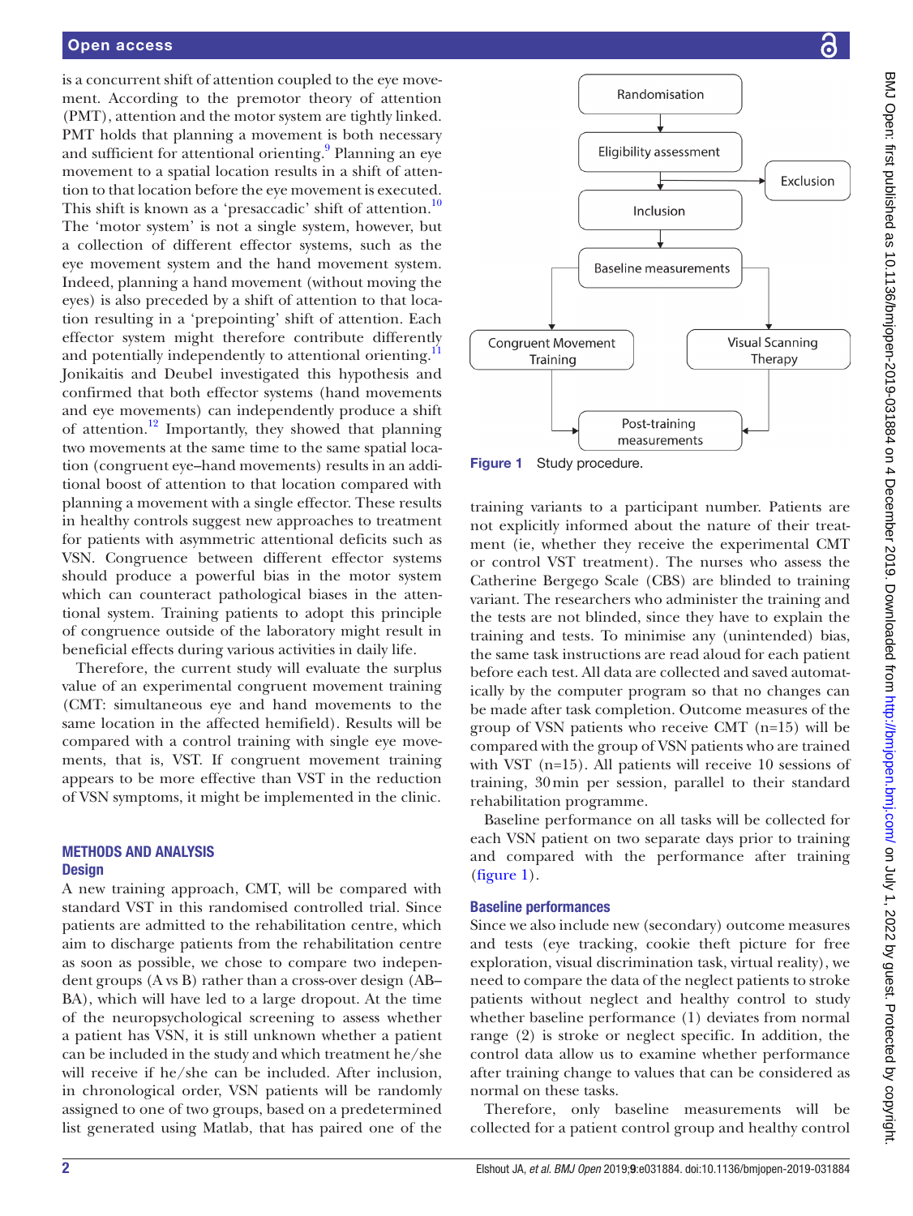is a concurrent shift of attention coupled to the eye movement. According to the premotor theory of attention (PMT), attention and the motor system are tightly linked. PMT holds that planning a movement is both necessary and sufficient for attentional orienting.[9] Planning an eye movement to a spatial location results in a shift of attention to that location before the eye movement is executed. This shift is known as a 'presaccadic' shift of attention.[10] The 'motor system' is not a single system, however, but a collection of different effector systems, such as the eye movement system and the hand movement system. Indeed, planning a hand movement (without moving the eyes) is also preceded by a shift of attention to that location resulting in a 'prepointing' shift of attention. Each effector system might therefore contribute differently and potentially independently to attentional orienting.[11] Jonikaitis and Deubel investigated this hypothesis and confirmed that both effector systems (hand movements and eye movements) can independently produce a shift of attention.[12] Importantly, they showed that planning two movements at the same time to the same spatial location (congruent eye–hand movements) results in an additional boost of attention to that location compared with planning a movement with a single effector. These results in healthy controls suggest new approaches to treatment for patients with asymmetric attentional deficits such as VSN. Congruence between different effector systems should produce a powerful bias in the motor system which can counteract pathological biases in the attentional system. Training patients to adopt this principle of congruence outside of the laboratory might result in beneficial effects during various activities in daily life.

Therefore, the current study will evaluate the surplus value of an experimental congruent movement training (CMT: simultaneous eye and hand movements to the same location in the affected hemifield). Results will be compared with a control training with single eye movements, that is, VST. If congruent movement training appears to be more effective than VST in the reduction of VSN symptoms, it might be implemented in the clinic.

## METHODS AND ANALYSIS

### Design

A new training approach, CMT, will be compared with standard VST in this randomised controlled trial. Since patients are admitted to the rehabilitation centre, which aim to discharge patients from the rehabilitation centre as soon as possible, we chose to compare two independent groups (A vs B) rather than a cross-over design (AB–BA), which will have led to a large dropout. At the time of the neuropsychological screening to assess whether a patient has VSN, it is still unknown whether a patient can be included in the study and which treatment he/she will receive if he/she can be included. After inclusion, in chronological order, VSN patients will be randomly assigned to one of two groups, based on a predetermined list generated using Matlab, that has paired one of the training variants to a participant number. Patients are not explicitly informed about the nature of their treatment (ie, whether they receive the experimental CMT or control VST treatment). The nurses who assess the Catherine Bergego Scale (CBS) are blinded to training variant. The researchers who administer the training and the tests are not blinded, since they have to explain the training and tests. To minimise any (unintended) bias, the same task instructions are read aloud for each patient before each test. All data are collected and saved automatically by the computer program so that no changes can be made after task completion. Outcome measures of the group of VSN patients who receive CMT (n=15) will be compared with the group of VSN patients who are trained with VST (n=15). All patients will receive 10 sessions of training, 30 min per session, parallel to their standard rehabilitation programme.

Baseline performance on all tasks will be collected for each VSN patient on two separate days prior to training and compared with the performance after training (figure 1).

Randomisation
Eligibility assessment
Exclusion
Inclusion
Baseline measurements
Congruent Movement Training
Visual Scanning Therapy
Post-training measurements

Figure 1 Study procedure.

### Baseline performances

Since we also include new (secondary) outcome measures and tests (eye tracking, cookie theft picture for free exploration, visual discrimination task, virtual reality), we need to compare the data of the neglect patients to stroke patients without neglect and healthy control to study whether baseline performance (1) deviates from normal range (2) is stroke or neglect specific. In addition, the control data allow us to examine whether performance after training change to values that can be considered as normal on these tasks.

Therefore, only baseline measurements will be collected for a patient control group and healthy control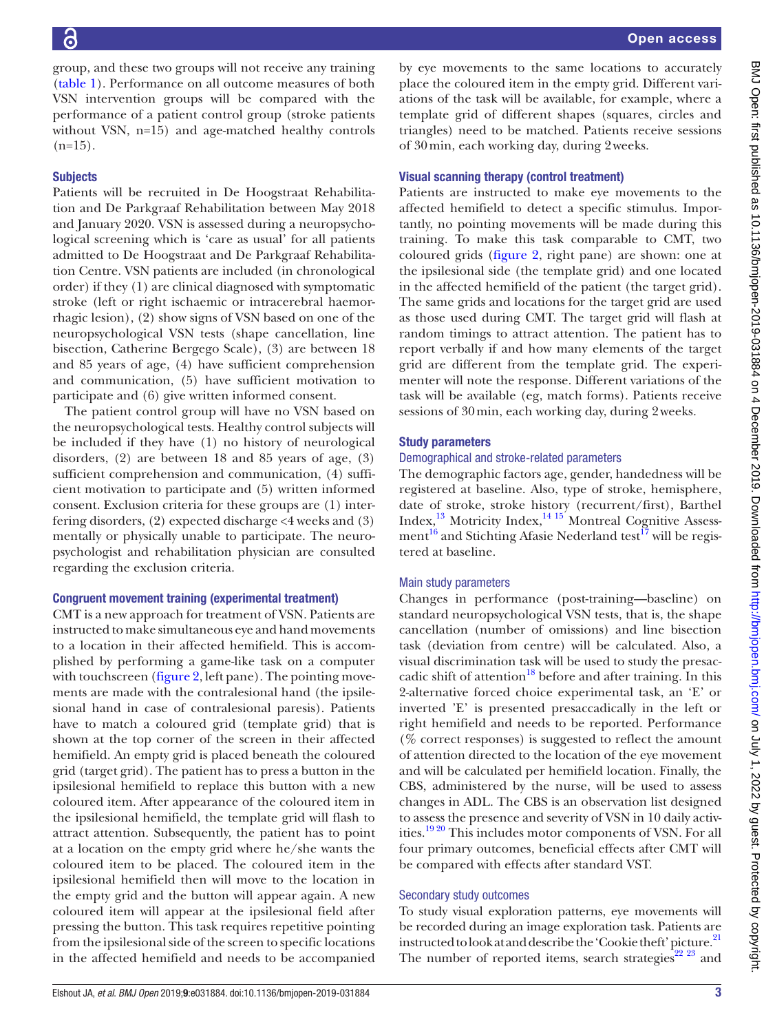group, and these two groups will not receive any training (table 1). Performance on all outcome measures of both VSN intervention groups will be compared with the performance of a patient control group (stroke patients without VSN, n=15) and age-matched healthy controls (n=15).

## Subjects

Patients will be recruited in De Hoogstraat Rehabilitation and De Parkgraaf Rehabilitation between May 2018 and January 2020. VSN is assessed during a neuropsychological screening which is 'care as usual' for all patients admitted to De Hoogstraat and De Parkgraaf Rehabilitation Centre. VSN patients are included (in chronological order) if they (1) are clinical diagnosed with symptomatic stroke (left or right ischaemic or intracerebral haemorrhagic lesion), (2) show signs of VSN based on one of the neuropsychological VSN tests (shape cancellation, line bisection, Catherine Bergego Scale), (3) are between 18 and 85 years of age, (4) have sufficient comprehension and communication, (5) have sufficient motivation to participate and (6) give written informed consent.

The patient control group will have no VSN based on the neuropsychological tests. Healthy control subjects will be included if they have (1) no history of neurological disorders, (2) are between 18 and 85 years of age, (3) sufficient comprehension and communication, (4) sufficient motivation to participate and (5) written informed consent. Exclusion criteria for these groups are (1) interfering disorders, (2) expected discharge <4 weeks and (3) mentally or physically unable to participate. The neuropsychologist and rehabilitation physician are consulted regarding the exclusion criteria.

### Congruent movement training (experimental treatment)

CMT is a new approach for treatment of VSN. Patients are instructed to make simultaneous eye and hand movements to a location in their affected hemifield. This is accomplished by performing a game-like task on a computer with touchscreen (figure 2, left pane). The pointing movements are made with the contralesional hand (the ipsilesional hand in case of contralesional paresis). Patients have to match a coloured grid (template grid) that is shown at the top corner of the screen in their affected hemifield. An empty grid is placed beneath the coloured grid (target grid). The patient has to press a button in the ipsilesional hemifield to replace this button with a new coloured item. After appearance of the coloured item in the ipsilesional hemifield, the template grid will flash to attract attention. Subsequently, the patient has to point at a location on the empty grid where he/she wants the coloured item to be placed. The coloured item in the ipsilesional hemifield then will move to the location in the empty grid and the button will appear again. A new coloured item will appear at the ipsilesional field after pressing the button. This task requires repetitive pointing from the ipsilesional side of the screen to specific locations in the affected hemifield and needs to be accompanied by eye movements to the same locations to accurately place the coloured item in the empty grid. Different variations of the task will be available, for example, where a template grid of different shapes (squares, circles and triangles) need to be matched. Patients receive sessions of 30 min, each working day, during 2 weeks.

### Visual scanning therapy (control treatment)

Patients are instructed to make eye movements to the affected hemifield to detect a specific stimulus. Importantly, no pointing movements will be made during this training. To make this task comparable to CMT, two coloured grids (figure 2, right pane) are shown: one at the ipsilesional side (the template grid) and one located in the affected hemifield of the patient (the target grid). The same grids and locations for the target grid are used as those used during CMT. The target grid will flash at random timings to attract attention. The patient has to report verbally if and how many elements of the target grid are different from the template grid. The experimenter will note the response. Different variations of the task will be available (eg, match forms). Patients receive sessions of 30 min, each working day, during 2 weeks.

## Study parameters

### Demographical and stroke-related parameters

The demographic factors age, gender, handedness will be registered at baseline. Also, type of stroke, hemisphere, date of stroke, stroke history (recurrent/first), Barthel Index,[13] Motricity Index,[14 15] Montreal Cognitive Assessment[16] and Stichting Afasie Nederland test[17] will be registered at baseline.

### Main study parameters

Changes in performance (post-training—baseline) on standard neuropsychological VSN tests, that is, the shape cancellation (number of omissions) and line bisection task (deviation from centre) will be calculated. Also, a visual discrimination task will be used to study the presaccadic shift of attention[18] before and after training. In this 2-alternative forced choice experimental task, an 'E' or inverted 'E' is presented presaccadically in the left or right hemifield and needs to be reported. Performance (% correct responses) is suggested to reflect the amount of attention directed to the location of the eye movement and will be calculated per hemifield location. Finally, the CBS, administered by the nurse, will be used to assess changes in ADL. The CBS is an observation list designed to assess the presence and severity of VSN in 10 daily activities.[19 20] This includes motor components of VSN. For all four primary outcomes, beneficial effects after CMT will be compared with effects after standard VST.

### Secondary study outcomes

To study visual exploration patterns, eye movements will be recorded during an image exploration task. Patients are instructed to look at and describe the 'Cookie theft' picture.[21] The number of reported items, search strategies[22 23] and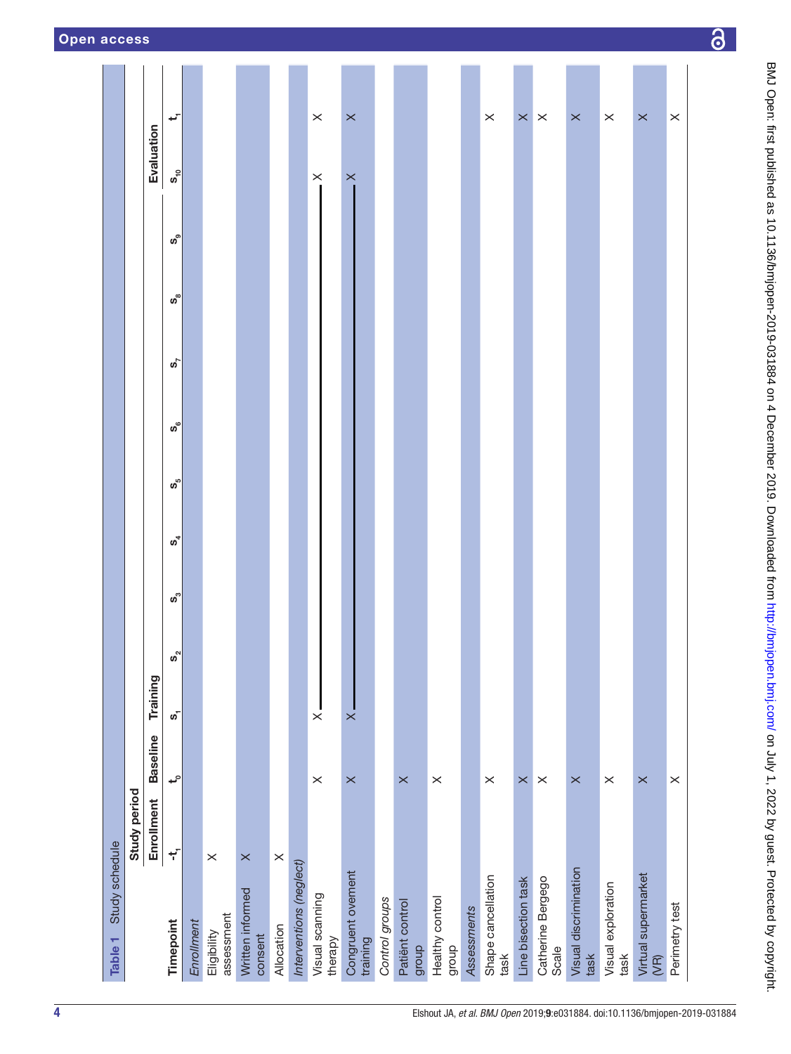Table 1 Study schedule

| Timepoint | Study period | | | | | | | | | | | |
|---|---|---|---|---|---|---|---|---|---|---|---|---|
| | Enrollment | Baseline | Training | | | | | | | | Evaluation | |
| | $-t_1$ | $t_0$ | $s_1$ | $s_2$ | $s_3$ | $s_4$ | $s_5$ | $s_6$ | $s_7$ | $s_8$ | $s_9$ | $s_{10}$ | $t_1$ |
| *Enrollment* | | | | | | | | | | | | | |
| Eligibility assessment | X | | | | | | | | | | | | |
| Written informed consent | X | | | | | | | | | | | | |
| Allocation | X | | | | | | | | | | | | |
| *Interventions (neglect)* | | | | | | | | | | | | | |
| Visual scanning therapy | | X | X | — | — | — | — | — | — | — | — | X | X |
| Congruent ovement training | | X | X | — | — | — | — | — | — | — | — | X | X |
| *Control groups* | | | | | | | | | | | | | |
| Patiënt control group | | X | | | | | | | | | | | |
| Healthy control group | | X | | | | | | | | | | | |
| *Assessments* | | | | | | | | | | | | | |
| Shape cancellation task | | X | | | | | | | | | | | X |
| Line bisection task | | X | | | | | | | | | | | X |
| Catherine Bergego Scale | | X | | | | | | | | | | | X |
| Visual discrimination task | | X | | | | | | | | | | | X |
| Visual exploration task | | X | | | | | | | | | | | X |
| Virtual supermarket (VR) | | X | | | | | | | | | | | X |
| Perimetry test | | X | | | | | | | | | | | X |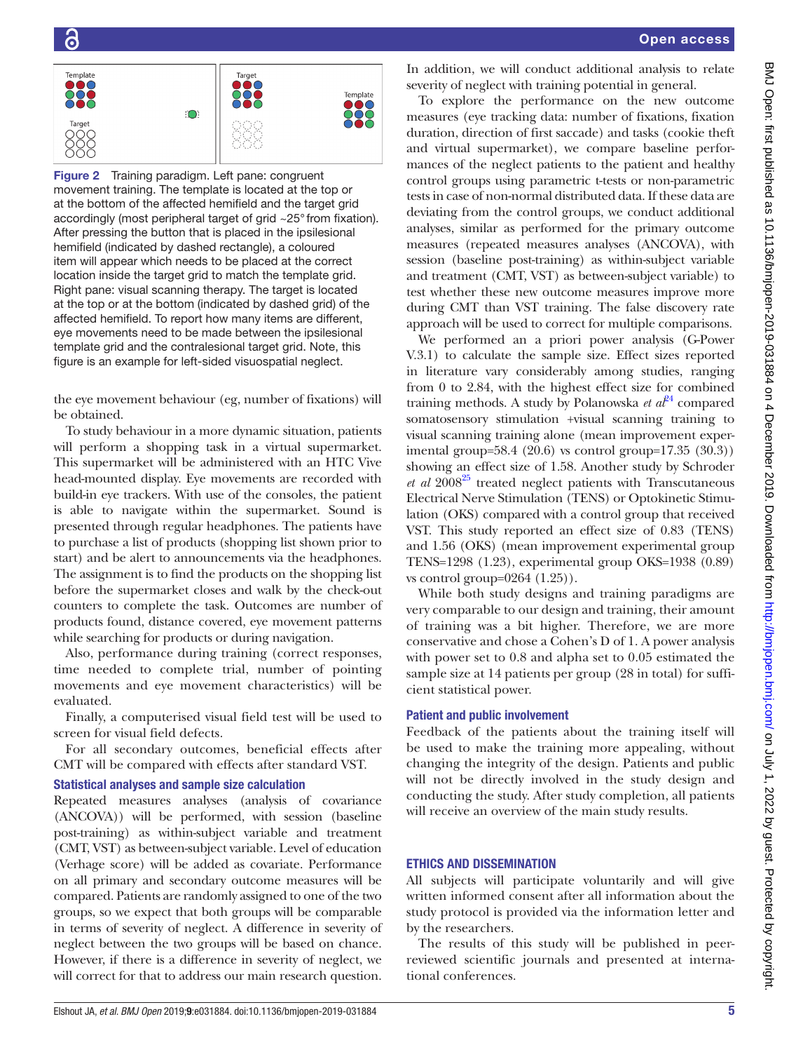Figure 2 Training paradigm. Left pane: congruent movement training. The template is located at the top or at the bottom of the affected hemifield and the target grid accordingly (most peripheral target of grid ~25° from fixation). After pressing the button that is placed in the ipsilesional hemifield (indicated by dashed rectangle), a coloured item will appear which needs to be placed at the correct location inside the target grid to match the template grid. Right pane: visual scanning therapy. The target is located at the top or at the bottom (indicated by dashed grid) of the affected hemifield. To report how many items are different, eye movements need to be made between the ipsilesional template grid and the contralesional target grid. Note, this figure is an example for left-sided visuospatial neglect.

the eye movement behaviour (eg, number of fixations) will be obtained.

To study behaviour in a more dynamic situation, patients will perform a shopping task in a virtual supermarket. This supermarket will be administered with an HTC Vive head-mounted display. Eye movements are recorded with build-in eye trackers. With use of the consoles, the patient is able to navigate within the supermarket. Sound is presented through regular headphones. The patients have to purchase a list of products (shopping list shown prior to start) and be alert to announcements via the headphones. The assignment is to find the products on the shopping list before the supermarket closes and walk by the check-out counters to complete the task. Outcomes are number of products found, distance covered, eye movement patterns while searching for products or during navigation.

Also, performance during training (correct responses, time needed to complete trial, number of pointing movements and eye movement characteristics) will be evaluated.

Finally, a computerised visual field test will be used to screen for visual field defects.

For all secondary outcomes, beneficial effects after CMT will be compared with effects after standard VST.

### Statistical analyses and sample size calculation

Repeated measures analyses (analysis of covariance (ANCOVA)) will be performed, with session (baseline post-training) as within-subject variable and treatment (CMT, VST) as between-subject variable. Level of education (Verhage score) will be added as covariate. Performance on all primary and secondary outcome measures will be compared. Patients are randomly assigned to one of the two groups, so we expect that both groups will be comparable in terms of severity of neglect. A difference in severity of neglect between the two groups will be based on chance. However, if there is a difference in severity of neglect, we will correct for that to address our main research question.

In addition, we will conduct additional analysis to relate severity of neglect with training potential in general.

To explore the performance on the new outcome measures (eye tracking data: number of fixations, fixation duration, direction of first saccade) and tasks (cookie theft and virtual supermarket), we compare baseline performances of the neglect patients to the patient and healthy control groups using parametric t-tests or non-parametric tests in case of non-normal distributed data. If these data are deviating from the control groups, we conduct additional analyses, similar as performed for the primary outcome measures (repeated measures analyses (ANCOVA), with session (baseline post-training) as within-subject variable and treatment (CMT, VST) as between-subject variable) to test whether these new outcome measures improve more during CMT than VST training. The false discovery rate approach will be used to correct for multiple comparisons.

We performed an a priori power analysis (G-Power V.3.1) to calculate the sample size. Effect sizes reported in literature vary considerably among studies, ranging from 0 to 2.84, with the highest effect size for combined training methods. A study by Polanowska *et al*[24] compared somatosensory stimulation +visual scanning training to visual scanning training alone (mean improvement experimental group=58.4 (20.6) vs control group=17.35 (30.3)) showing an effect size of 1.58. Another study by Schroder *et al* 2008[25] treated neglect patients with Transcutaneous Electrical Nerve Stimulation (TENS) or Optokinetic Stimulation (OKS) compared with a control group that received VST. This study reported an effect size of 0.83 (TENS) and 1.56 (OKS) (mean improvement experimental group TENS=1298 (1.23), experimental group OKS=1938 (0.89) vs control group=0264 (1.25)).

While both study designs and training paradigms are very comparable to our design and training, their amount of training was a bit higher. Therefore, we are more conservative and chose a Cohen's D of 1. A power analysis with power set to 0.8 and alpha set to 0.05 estimated the sample size at 14 patients per group (28 in total) for sufficient statistical power.

### Patient and public involvement

Feedback of the patients about the training itself will be used to make the training more appealing, without changing the integrity of the design. Patients and public will not be directly involved in the study design and conducting the study. After study completion, all patients will receive an overview of the main study results.

## ETHICS AND DISSEMINATION

All subjects will participate voluntarily and will give written informed consent after all information about the study protocol is provided via the information letter and by the researchers.

The results of this study will be published in peer-reviewed scientific journals and presented at international conferences.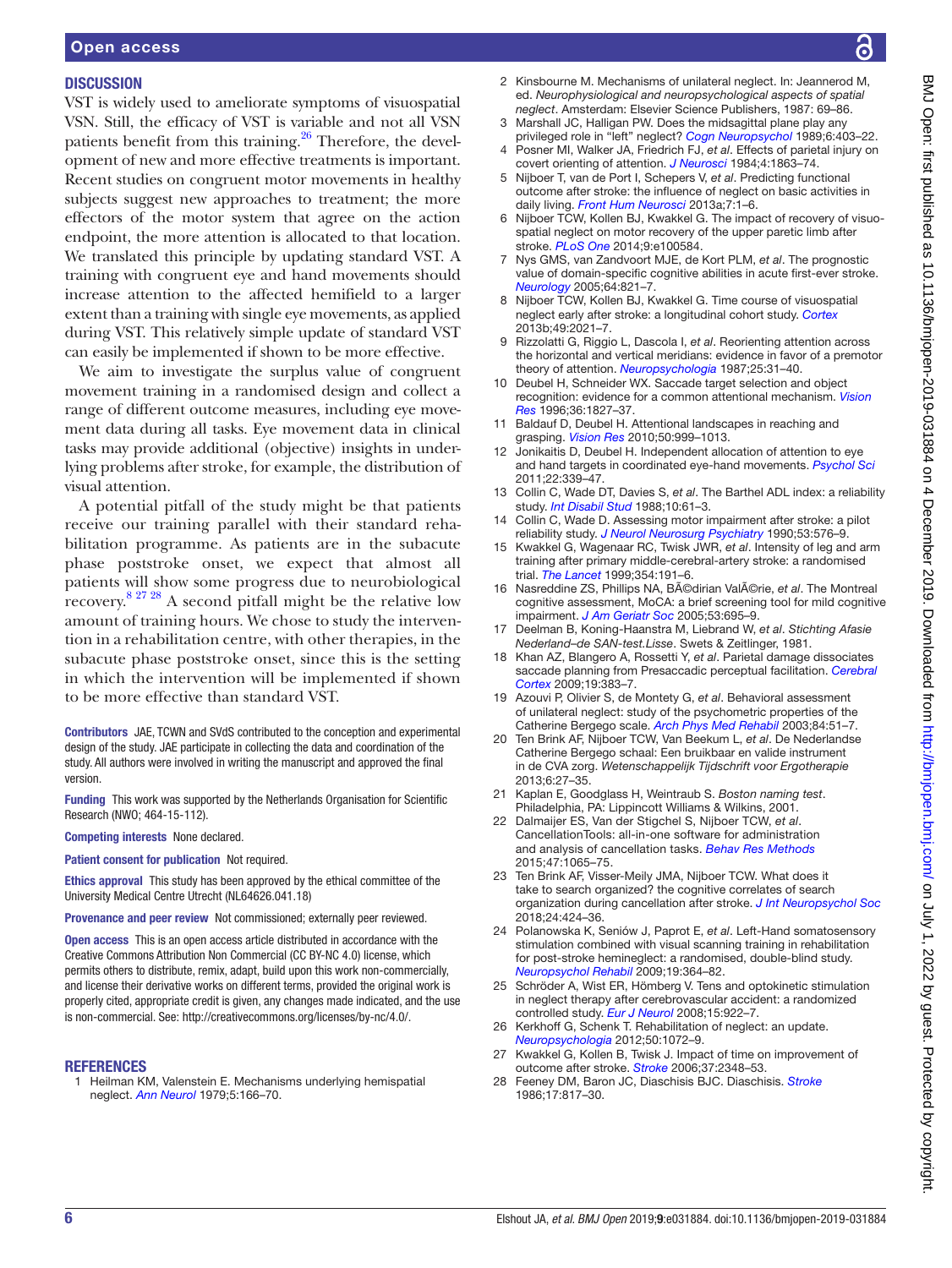## DISCUSSION

VST is widely used to ameliorate symptoms of visuospatial VSN. Still, the efficacy of VST is variable and not all VSN patients benefit from this training.[26] Therefore, the development of new and more effective treatments is important. Recent studies on congruent motor movements in healthy subjects suggest new approaches to treatment; the more effectors of the motor system that agree on the action endpoint, the more attention is allocated to that location. We translated this principle by updating standard VST. A training with congruent eye and hand movements should increase attention to the affected hemifield to a larger extent than a training with single eye movements, as applied during VST. This relatively simple update of standard VST can easily be implemented if shown to be more effective.

We aim to investigate the surplus value of congruent movement training in a randomised design and collect a range of different outcome measures, including eye movement data during all tasks. Eye movement data in clinical tasks may provide additional (objective) insights in underlying problems after stroke, for example, the distribution of visual attention.

A potential pitfall of the study might be that patients receive our training parallel with their standard rehabilitation programme. As patients are in the subacute phase poststroke onset, we expect that almost all patients will show some progress due to neurobiological recovery.[8 27 28] A second pitfall might be the relative low amount of training hours. We chose to study the intervention in a rehabilitation centre, with other therapies, in the subacute phase poststroke onset, since this is the setting in which the intervention will be implemented if shown to be more effective than standard VST.

**Contributors** JAE, TCWN and SVdS contributed to the conception and experimental design of the study. JAE participate in collecting the data and coordination of the study. All authors were involved in writing the manuscript and approved the final version.

**Funding** This work was supported by the Netherlands Organisation for Scientific Research (NWO; 464-15-112).

**Competing interests** None declared.

**Patient consent for publication** Not required.

**Ethics approval** This study has been approved by the ethical committee of the University Medical Centre Utrecht (NL64626.041.18)

**Provenance and peer review** Not commissioned; externally peer reviewed.

**Open access** This is an open access article distributed in accordance with the Creative Commons Attribution Non Commercial (CC BY-NC 4.0) license, which permits others to distribute, remix, adapt, build upon this work non-commercially, and license their derivative works on different terms, provided the original work is properly cited, appropriate credit is given, any changes made indicated, and the use is non-commercial. See: http://creativecommons.org/licenses/by-nc/4.0/.

## REFERENCES

1. Heilman KM, Valenstein E. Mechanisms underlying hemispatial neglect. *Ann Neurol* 1979;5:166–70.
2. Kinsbourne M. Mechanisms of unilateral neglect. In: Jeannerod M, ed. *Neurophysiological and neuropsychological aspects of spatial neglect*. Amsterdam: Elsevier Science Publishers, 1987: 69–86.
3. Marshall JC, Halligan PW. Does the midsagittal plane play any privileged role in "left" neglect? *Cogn Neuropsychol* 1989;6:403–22.
4. Posner MI, Walker JA, Friedrich FJ, *et al*. Effects of parietal injury on covert orienting of attention. *J Neurosci* 1984;4:1863–74.
5. Nijboer T, van de Port I, Schepers V, *et al*. Predicting functional outcome after stroke: the influence of neglect on basic activities in daily living. *Front Hum Neurosci* 2013a;7:1–6.
6. Nijboer TCW, Kollen BJ, Kwakkel G. The impact of recovery of visuo-spatial neglect on motor recovery of the upper paretic limb after stroke. *PLoS One* 2014;9:e100584.
7. Nys GMS, van Zandvoort MJE, de Kort PLM, *et al*. The prognostic value of domain-specific cognitive abilities in acute first-ever stroke. *Neurology* 2005;64:821–7.
8. Nijboer TCW, Kollen BJ, Kwakkel G. Time course of visuospatial neglect early after stroke: a longitudinal cohort study. *Cortex* 2013b;49:2021–7.
9. Rizzolatti G, Riggio L, Dascola I, *et al*. Reorienting attention across the horizontal and vertical meridians: evidence in favor of a premotor theory of attention. *Neuropsychologia* 1987;25:31–40.
10. Deubel H, Schneider WX. Saccade target selection and object recognition: evidence for a common attentional mechanism. *Vision Res* 1996;36:1827–37.
11. Baldauf D, Deubel H. Attentional landscapes in reaching and grasping. *Vision Res* 2010;50:999–1013.
12. Jonikaitis D, Deubel H. Independent allocation of attention to eye and hand targets in coordinated eye-hand movements. *Psychol Sci* 2011;22:339–47.
13. Collin C, Wade DT, Davies S, *et al*. The Barthel ADL index: a reliability study. *Int Disabil Stud* 1988;10:61–3.
14. Collin C, Wade D. Assessing motor impairment after stroke: a pilot reliability study. *J Neurol Neurosurg Psychiatry* 1990;53:576–9.
15. Kwakkel G, Wagenaar RC, Twisk JWR, *et al*. Intensity of leg and arm training after primary middle-cerebral-artery stroke: a randomised trial. *The Lancet* 1999;354:191–6.
16. Nasreddine ZS, Phillips NA, BÃ©dirian ValÃ©rie, *et al*. The Montreal cognitive assessment, MoCA: a brief screening tool for mild cognitive impairment. *J Am Geriatr Soc* 2005;53:695–9.
17. Deelman B, Koning-Haanstra M, Liebrand W, *et al*. *Stichting Afasie Nederland–de SAN-test.Lisse*. Swets & Zeitlinger, 1981.
18. Khan AZ, Blangero A, Rossetti Y, *et al*. Parietal damage dissociates saccade planning from Presaccadic perceptual facilitation. *Cerebral Cortex* 2009;19:383–7.
19. Azouvi P, Olivier S, de Montety G, *et al*. Behavioral assessment of unilateral neglect: study of the psychometric properties of the Catherine Bergego scale. *Arch Phys Med Rehabil* 2003;84:51–7.
20. Ten Brink AF, Nijboer TCW, Van Beekum L, *et al*. De Nederlandse Catherine Bergego schaal: Een bruikbaar en valide instrument in de CVA zorg. *Wetenschappelijk Tijdschrift voor Ergotherapie* 2013;6:27–35.
21. Kaplan E, Goodglass H, Weintraub S. *Boston naming test*. Philadelphia, PA: Lippincott Williams & Wilkins, 2001.
22. Dalmaijer ES, Van der Stigchel S, Nijboer TCW, *et al*. CancellationTools: all-in-one software for administration and analysis of cancellation tasks. *Behav Res Methods* 2015;47:1065–75.
23. Ten Brink AF, Visser-Meily JMA, Nijboer TCW. What does it take to search organized? the cognitive correlates of search organization during cancellation after stroke. *J Int Neuropsychol Soc* 2018;24:424–36.
24. Polanowska K, Seniów J, Paprot E, *et al*. Left-Hand somatosensory stimulation combined with visual scanning training in rehabilitation for post-stroke hemineglect: a randomised, double-blind study. *Neuropsychol Rehabil* 2009;19:364–82.
25. Schröder A, Wist ER, Hömberg V. Tens and optokinetic stimulation in neglect therapy after cerebrovascular accident: a randomized controlled study. *Eur J Neurol* 2008;15:922–7.
26. Kerkhoff G, Schenk T. Rehabilitation of neglect: an update. *Neuropsychologia* 2012;50:1072–9.
27. Kwakkel G, Kollen B, Twisk J. Impact of time on improvement of outcome after stroke. *Stroke* 2006;37:2348–53.
28. Feeney DM, Baron JC, Diaschisis BJC. Diaschisis. *Stroke* 1986;17:817–30.